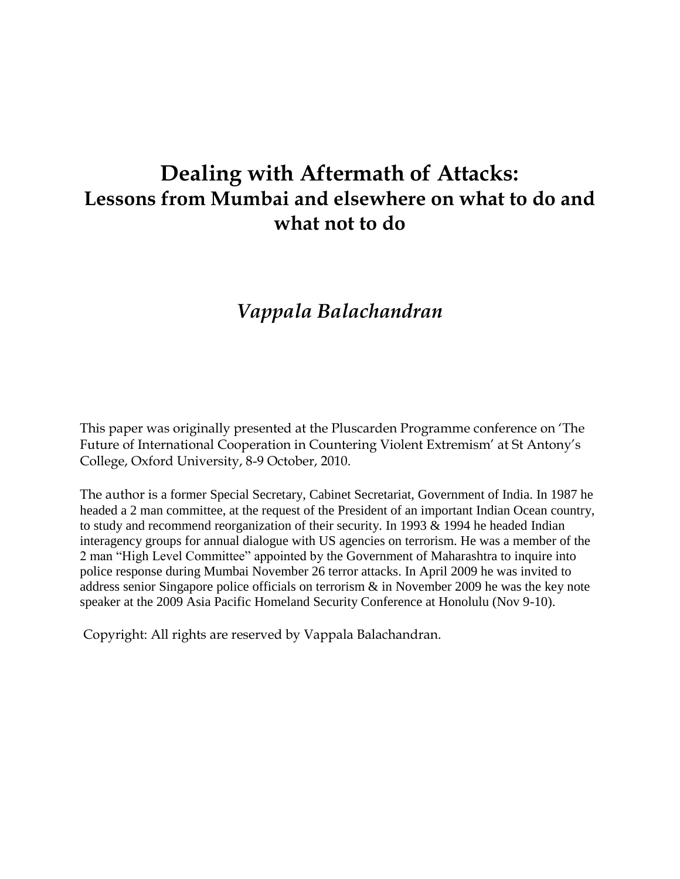# Dealing with Aftermath of Attacks:
## Lessons from Mumbai and elsewhere on what to do and what not to do

### *Vappala Balachandran*

This paper was originally presented at the Pluscarden Programme conference on 'The Future of International Cooperation in Countering Violent Extremism' at St Antony's College, Oxford University, 8-9 October, 2010.

The author is a former Special Secretary, Cabinet Secretariat, Government of India. In 1987 he headed a 2 man committee, at the request of the President of an important Indian Ocean country, to study and recommend reorganization of their security. In 1993 & 1994 he headed Indian interagency groups for annual dialogue with US agencies on terrorism. He was a member of the 2 man "High Level Committee" appointed by the Government of Maharashtra to inquire into police response during Mumbai November 26 terror attacks. In April 2009 he was invited to address senior Singapore police officials on terrorism & in November 2009 he was the key note speaker at the 2009 Asia Pacific Homeland Security Conference at Honolulu (Nov 9-10).

Copyright: All rights are reserved by Vappala Balachandran.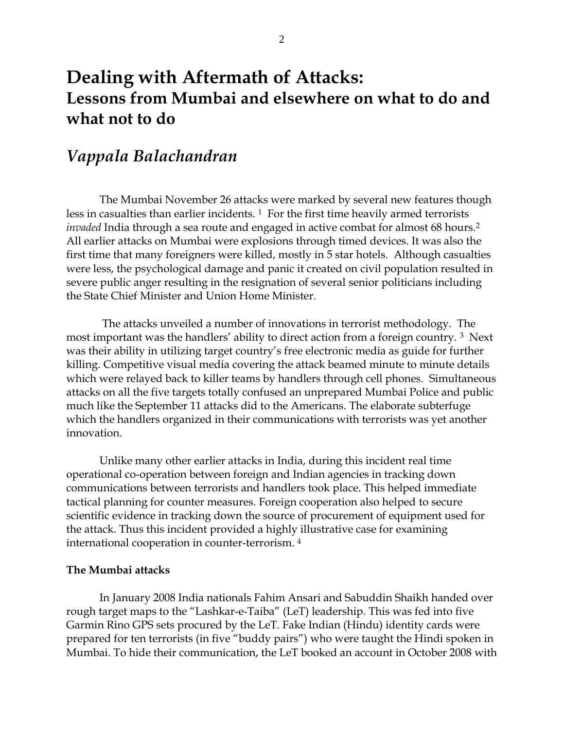#  Dealing with Aftermath of Attacks:
## Lessons from Mumbai and elsewhere on what to do and what not to do

## *Vappala Balachandran*

The Mumbai November 26 attacks were marked by several new features though less in casualties than earlier incidents. [1] For the first time heavily armed terrorists *invaded* India through a sea route and engaged in active combat for almost 68 hours.[2] All earlier attacks on Mumbai were explosions through timed devices. It was also the first time that many foreigners were killed, mostly in 5 star hotels. Although casualties were less, the psychological damage and panic it created on civil population resulted in severe public anger resulting in the resignation of several senior politicians including the State Chief Minister and Union Home Minister.

The attacks unveiled a number of innovations in terrorist methodology. The most important was the handlers' ability to direct action from a foreign country. [3] Next was their ability in utilizing target country's free electronic media as guide for further killing. Competitive visual media covering the attack beamed minute to minute details which were relayed back to killer teams by handlers through cell phones. Simultaneous attacks on all the five targets totally confused an unprepared Mumbai Police and public much like the September 11 attacks did to the Americans. The elaborate subterfuge which the handlers organized in their communications with terrorists was yet another innovation.

Unlike many other earlier attacks in India, during this incident real time operational co-operation between foreign and Indian agencies in tracking down communications between terrorists and handlers took place. This helped immediate tactical planning for counter measures. Foreign cooperation also helped to secure scientific evidence in tracking down the source of procurement of equipment used for the attack. Thus this incident provided a highly illustrative case for examining international cooperation in counter-terrorism. [4]

**The Mumbai attacks**

In January 2008 India nationals Fahim Ansari and Sabuddin Shaikh handed over rough target maps to the "Lashkar-e-Taiba" (LeT) leadership. This was fed into five Garmin Rino GPS sets procured by the LeT. Fake Indian (Hindu) identity cards were prepared for ten terrorists (in five "buddy pairs") who were taught the Hindi spoken in Mumbai. To hide their communication, the LeT booked an account in October 2008 with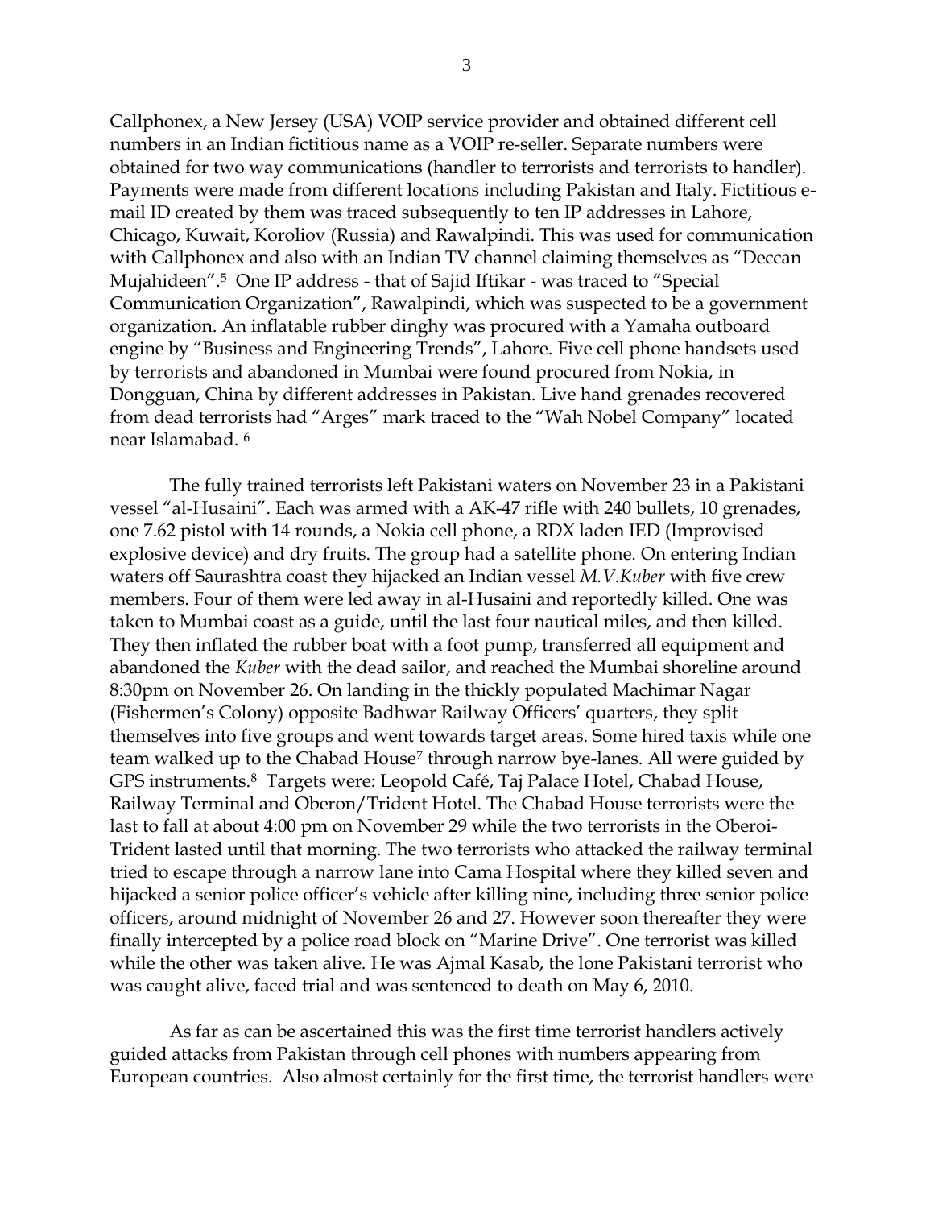Callphonex, a New Jersey (USA) VOIP service provider and obtained different cell numbers in an Indian fictitious name as a VOIP re-seller. Separate numbers were obtained for two way communications (handler to terrorists and terrorists to handler). Payments were made from different locations including Pakistan and Italy. Fictitious e-mail ID created by them was traced subsequently to ten IP addresses in Lahore, Chicago, Kuwait, Koroliov (Russia) and Rawalpindi. This was used for communication with Callphonex and also with an Indian TV channel claiming themselves as "Deccan Mujahideen".[5] One IP address - that of Sajid Iftikar - was traced to "Special Communication Organization", Rawalpindi, which was suspected to be a government organization. An inflatable rubber dinghy was procured with a Yamaha outboard engine by "Business and Engineering Trends", Lahore. Five cell phone handsets used by terrorists and abandoned in Mumbai were found procured from Nokia, in Dongguan, China by different addresses in Pakistan. Live hand grenades recovered from dead terrorists had "Arges" mark traced to the "Wah Nobel Company" located near Islamabad. [6]

The fully trained terrorists left Pakistani waters on November 23 in a Pakistani vessel "al-Husaini". Each was armed with a AK-47 rifle with 240 bullets, 10 grenades, one 7.62 pistol with 14 rounds, a Nokia cell phone, a RDX laden IED (Improvised explosive device) and dry fruits. The group had a satellite phone. On entering Indian waters off Saurashtra coast they hijacked an Indian vessel *M.V.Kuber* with five crew members. Four of them were led away in al-Husaini and reportedly killed. One was taken to Mumbai coast as a guide, until the last four nautical miles, and then killed. They then inflated the rubber boat with a foot pump, transferred all equipment and abandoned the *Kuber* with the dead sailor, and reached the Mumbai shoreline around 8:30pm on November 26. On landing in the thickly populated Machimar Nagar (Fishermen's Colony) opposite Badhwar Railway Officers' quarters, they split themselves into five groups and went towards target areas. Some hired taxis while one team walked up to the Chabad House[7] through narrow bye-lanes. All were guided by GPS instruments.[8] Targets were: Leopold Café, Taj Palace Hotel, Chabad House, Railway Terminal and Oberon/Trident Hotel. The Chabad House terrorists were the last to fall at about 4:00 pm on November 29 while the two terrorists in the Oberoi-Trident lasted until that morning. The two terrorists who attacked the railway terminal tried to escape through a narrow lane into Cama Hospital where they killed seven and hijacked a senior police officer's vehicle after killing nine, including three senior police officers, around midnight of November 26 and 27. However soon thereafter they were finally intercepted by a police road block on "Marine Drive". One terrorist was killed while the other was taken alive. He was Ajmal Kasab, the lone Pakistani terrorist who was caught alive, faced trial and was sentenced to death on May 6, 2010.

As far as can be ascertained this was the first time terrorist handlers actively guided attacks from Pakistan through cell phones with numbers appearing from European countries. Also almost certainly for the first time, the terrorist handlers were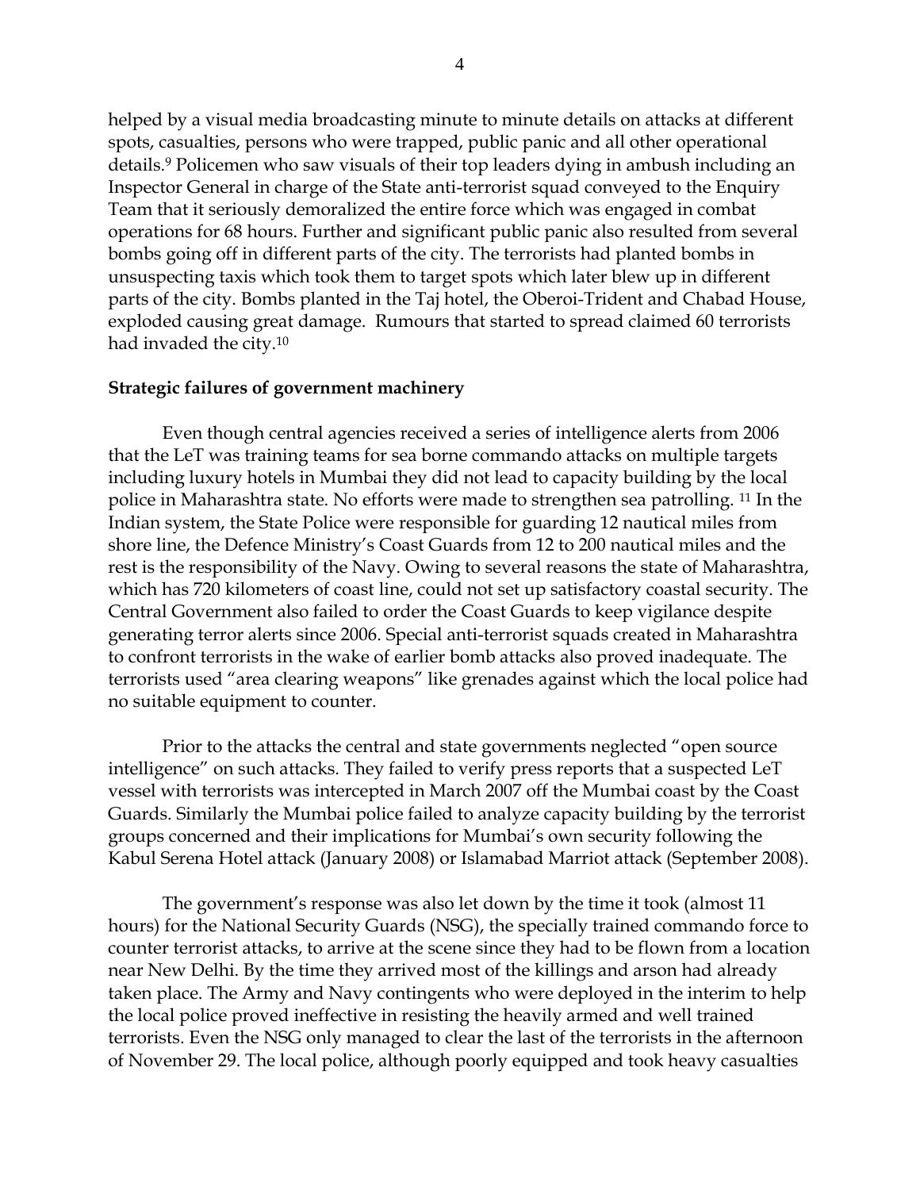helped by a visual media broadcasting minute to minute details on attacks at different spots, casualties, persons who were trapped, public panic and all other operational details.[9] Policemen who saw visuals of their top leaders dying in ambush including an Inspector General in charge of the State anti-terrorist squad conveyed to the Enquiry Team that it seriously demoralized the entire force which was engaged in combat operations for 68 hours. Further and significant public panic also resulted from several bombs going off in different parts of the city. The terrorists had planted bombs in unsuspecting taxis which took them to target spots which later blew up in different parts of the city. Bombs planted in the Taj hotel, the Oberoi-Trident and Chabad House, exploded causing great damage. Rumours that started to spread claimed 60 terrorists had invaded the city.[10]

**Strategic failures of government machinery**

Even though central agencies received a series of intelligence alerts from 2006 that the LeT was training teams for sea borne commando attacks on multiple targets including luxury hotels in Mumbai they did not lead to capacity building by the local police in Maharashtra state. No efforts were made to strengthen sea patrolling. [11] In the Indian system, the State Police were responsible for guarding 12 nautical miles from shore line, the Defence Ministry's Coast Guards from 12 to 200 nautical miles and the rest is the responsibility of the Navy. Owing to several reasons the state of Maharashtra, which has 720 kilometers of coast line, could not set up satisfactory coastal security. The Central Government also failed to order the Coast Guards to keep vigilance despite generating terror alerts since 2006. Special anti-terrorist squads created in Maharashtra to confront terrorists in the wake of earlier bomb attacks also proved inadequate. The terrorists used "area clearing weapons" like grenades against which the local police had no suitable equipment to counter.

Prior to the attacks the central and state governments neglected "open source intelligence" on such attacks. They failed to verify press reports that a suspected LeT vessel with terrorists was intercepted in March 2007 off the Mumbai coast by the Coast Guards. Similarly the Mumbai police failed to analyze capacity building by the terrorist groups concerned and their implications for Mumbai's own security following the Kabul Serena Hotel attack (January 2008) or Islamabad Marriot attack (September 2008).

The government's response was also let down by the time it took (almost 11 hours) for the National Security Guards (NSG), the specially trained commando force to counter terrorist attacks, to arrive at the scene since they had to be flown from a location near New Delhi. By the time they arrived most of the killings and arson had already taken place. The Army and Navy contingents who were deployed in the interim to help the local police proved ineffective in resisting the heavily armed and well trained terrorists. Even the NSG only managed to clear the last of the terrorists in the afternoon of November 29. The local police, although poorly equipped and took heavy casualties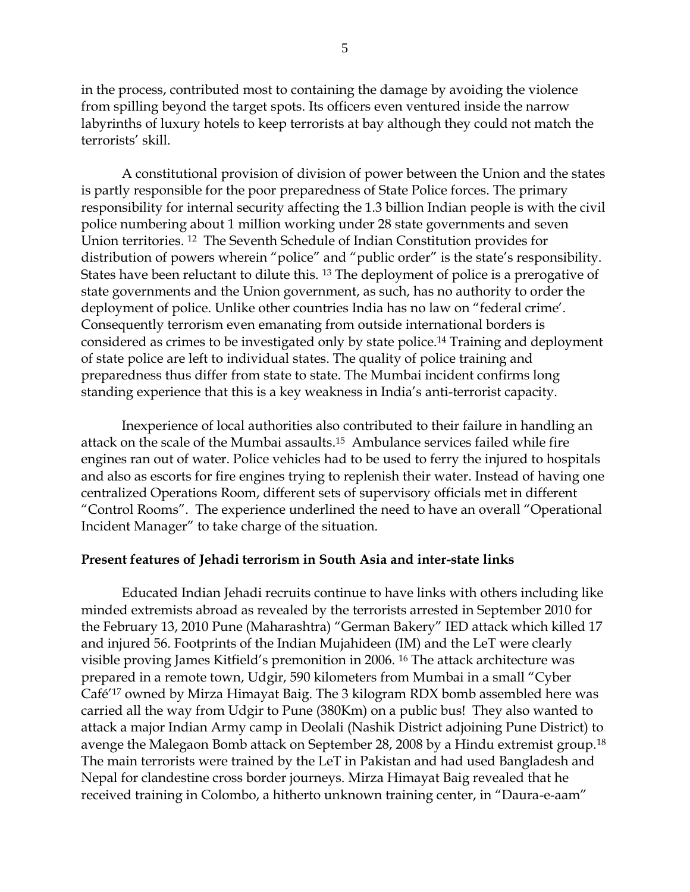in the process, contributed most to containing the damage by avoiding the violence from spilling beyond the target spots. Its officers even ventured inside the narrow labyrinths of luxury hotels to keep terrorists at bay although they could not match the terrorists' skill.

A constitutional provision of division of power between the Union and the states is partly responsible for the poor preparedness of State Police forces. The primary responsibility for internal security affecting the 1.3 billion Indian people is with the civil police numbering about 1 million working under 28 state governments and seven Union territories. [12] The Seventh Schedule of Indian Constitution provides for distribution of powers wherein "police" and "public order" is the state's responsibility. States have been reluctant to dilute this. [13] The deployment of police is a prerogative of state governments and the Union government, as such, has no authority to order the deployment of police. Unlike other countries India has no law on "federal crime'. Consequently terrorism even emanating from outside international borders is considered as crimes to be investigated only by state police.[14] Training and deployment of state police are left to individual states. The quality of police training and preparedness thus differ from state to state. The Mumbai incident confirms long standing experience that this is a key weakness in India's anti-terrorist capacity.

Inexperience of local authorities also contributed to their failure in handling an attack on the scale of the Mumbai assaults.[15] Ambulance services failed while fire engines ran out of water. Police vehicles had to be used to ferry the injured to hospitals and also as escorts for fire engines trying to replenish their water. Instead of having one centralized Operations Room, different sets of supervisory officials met in different "Control Rooms". The experience underlined the need to have an overall "Operational Incident Manager" to take charge of the situation.

**Present features of Jehadi terrorism in South Asia and inter-state links**

Educated Indian Jehadi recruits continue to have links with others including like minded extremists abroad as revealed by the terrorists arrested in September 2010 for the February 13, 2010 Pune (Maharashtra) "German Bakery" IED attack which killed 17 and injured 56. Footprints of the Indian Mujahideen (IM) and the LeT were clearly visible proving James Kitfield's premonition in 2006. [16] The attack architecture was prepared in a remote town, Udgir, 590 kilometers from Mumbai in a small "Cyber Café'[17] owned by Mirza Himayat Baig. The 3 kilogram RDX bomb assembled here was carried all the way from Udgir to Pune (380Km) on a public bus! They also wanted to attack a major Indian Army camp in Deolali (Nashik District adjoining Pune District) to avenge the Malegaon Bomb attack on September 28, 2008 by a Hindu extremist group.[18] The main terrorists were trained by the LeT in Pakistan and had used Bangladesh and Nepal for clandestine cross border journeys. Mirza Himayat Baig revealed that he received training in Colombo, a hitherto unknown training center, in "Daura-e-aam"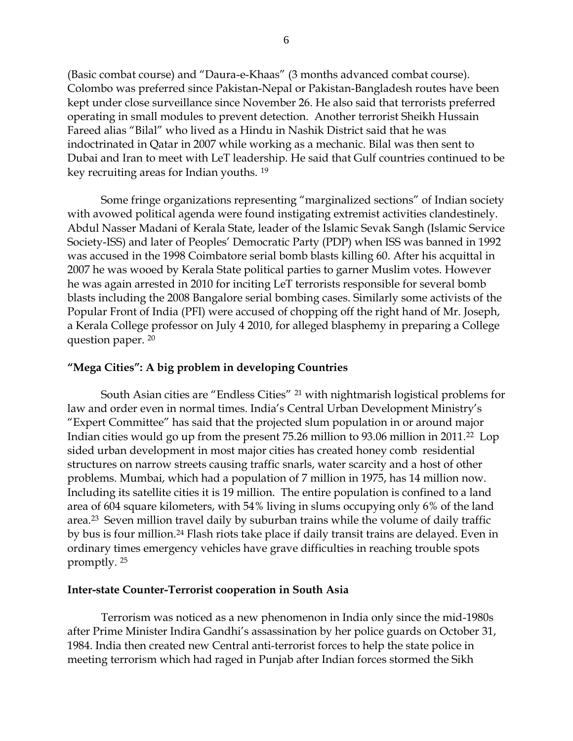(Basic combat course) and "Daura-e-Khaas" (3 months advanced combat course). Colombo was preferred since Pakistan-Nepal or Pakistan-Bangladesh routes have been kept under close surveillance since November 26. He also said that terrorists preferred operating in small modules to prevent detection. Another terrorist Sheikh Hussain Fareed alias "Bilal" who lived as a Hindu in Nashik District said that he was indoctrinated in Qatar in 2007 while working as a mechanic. Bilal was then sent to Dubai and Iran to meet with LeT leadership. He said that Gulf countries continued to be key recruiting areas for Indian youths. [19]

Some fringe organizations representing "marginalized sections" of Indian society with avowed political agenda were found instigating extremist activities clandestinely. Abdul Nasser Madani of Kerala State, leader of the Islamic Sevak Sangh (Islamic Service Society-ISS) and later of Peoples' Democratic Party (PDP) when ISS was banned in 1992 was accused in the 1998 Coimbatore serial bomb blasts killing 60. After his acquittal in 2007 he was wooed by Kerala State political parties to garner Muslim votes. However he was again arrested in 2010 for inciting LeT terrorists responsible for several bomb blasts including the 2008 Bangalore serial bombing cases. Similarly some activists of the Popular Front of India (PFI) were accused of chopping off the right hand of Mr. Joseph, a Kerala College professor on July 4 2010, for alleged blasphemy in preparing a College question paper. [20]

### "Mega Cities": A big problem in developing Countries

South Asian cities are "Endless Cities" [21] with nightmarish logistical problems for law and order even in normal times. India's Central Urban Development Ministry's "Expert Committee" has said that the projected slum population in or around major Indian cities would go up from the present 75.26 million to 93.06 million in 2011.[22] Lop sided urban development in most major cities has created honey comb residential structures on narrow streets causing traffic snarls, water scarcity and a host of other problems. Mumbai, which had a population of 7 million in 1975, has 14 million now. Including its satellite cities it is 19 million. The entire population is confined to a land area of 604 square kilometers, with 54% living in slums occupying only 6% of the land area.[23] Seven million travel daily by suburban trains while the volume of daily traffic by bus is four million.[24] Flash riots take place if daily transit trains are delayed. Even in ordinary times emergency vehicles have grave difficulties in reaching trouble spots promptly. [25]

### Inter-state Counter-Terrorist cooperation in South Asia

Terrorism was noticed as a new phenomenon in India only since the mid-1980s after Prime Minister Indira Gandhi's assassination by her police guards on October 31, 1984. India then created new Central anti-terrorist forces to help the state police in meeting terrorism which had raged in Punjab after Indian forces stormed the Sikh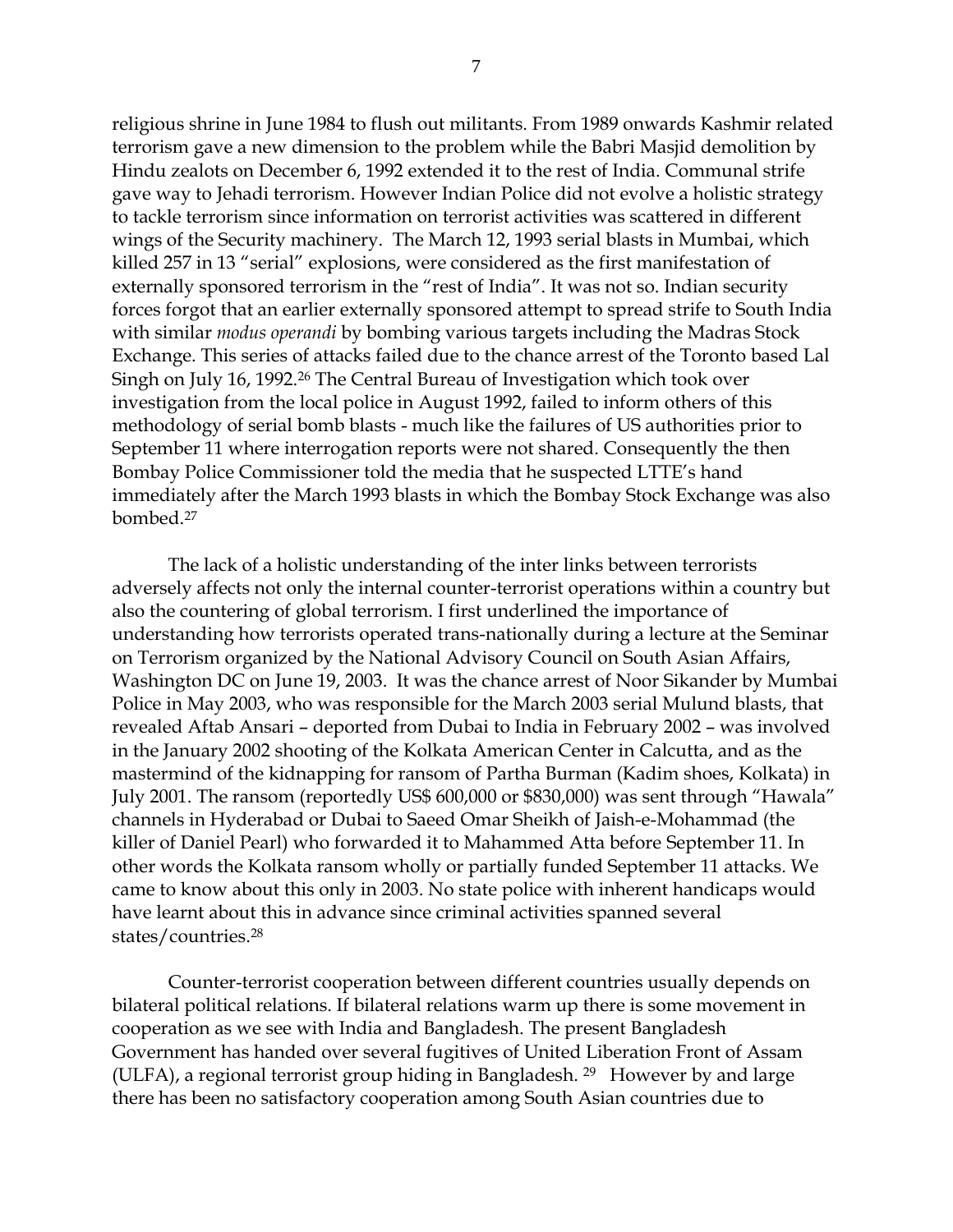religious shrine in June 1984 to flush out militants. From 1989 onwards Kashmir related terrorism gave a new dimension to the problem while the Babri Masjid demolition by Hindu zealots on December 6, 1992 extended it to the rest of India. Communal strife gave way to Jehadi terrorism. However Indian Police did not evolve a holistic strategy to tackle terrorism since information on terrorist activities was scattered in different wings of the Security machinery. The March 12, 1993 serial blasts in Mumbai, which killed 257 in 13 "serial" explosions, were considered as the first manifestation of externally sponsored terrorism in the "rest of India". It was not so. Indian security forces forgot that an earlier externally sponsored attempt to spread strife to South India with similar *modus operandi* by bombing various targets including the Madras Stock Exchange. This series of attacks failed due to the chance arrest of the Toronto based Lal Singh on July 16, 1992.[26] The Central Bureau of Investigation which took over investigation from the local police in August 1992, failed to inform others of this methodology of serial bomb blasts - much like the failures of US authorities prior to September 11 where interrogation reports were not shared. Consequently the then Bombay Police Commissioner told the media that he suspected LTTE's hand immediately after the March 1993 blasts in which the Bombay Stock Exchange was also bombed.[27]

The lack of a holistic understanding of the inter links between terrorists adversely affects not only the internal counter-terrorist operations within a country but also the countering of global terrorism. I first underlined the importance of understanding how terrorists operated trans-nationally during a lecture at the Seminar on Terrorism organized by the National Advisory Council on South Asian Affairs, Washington DC on June 19, 2003. It was the chance arrest of Noor Sikander by Mumbai Police in May 2003, who was responsible for the March 2003 serial Mulund blasts, that revealed Aftab Ansari – deported from Dubai to India in February 2002 – was involved in the January 2002 shooting of the Kolkata American Center in Calcutta, and as the mastermind of the kidnapping for ransom of Partha Burman (Kadim shoes, Kolkata) in July 2001. The ransom (reportedly US$ 600,000 or $830,000) was sent through "Hawala" channels in Hyderabad or Dubai to Saeed Omar Sheikh of Jaish-e-Mohammad (the killer of Daniel Pearl) who forwarded it to Mahammed Atta before September 11. In other words the Kolkata ransom wholly or partially funded September 11 attacks. We came to know about this only in 2003. No state police with inherent handicaps would have learnt about this in advance since criminal activities spanned several states/countries.[28]

Counter-terrorist cooperation between different countries usually depends on bilateral political relations. If bilateral relations warm up there is some movement in cooperation as we see with India and Bangladesh. The present Bangladesh Government has handed over several fugitives of United Liberation Front of Assam (ULFA), a regional terrorist group hiding in Bangladesh.[29] However by and large there has been no satisfactory cooperation among South Asian countries due to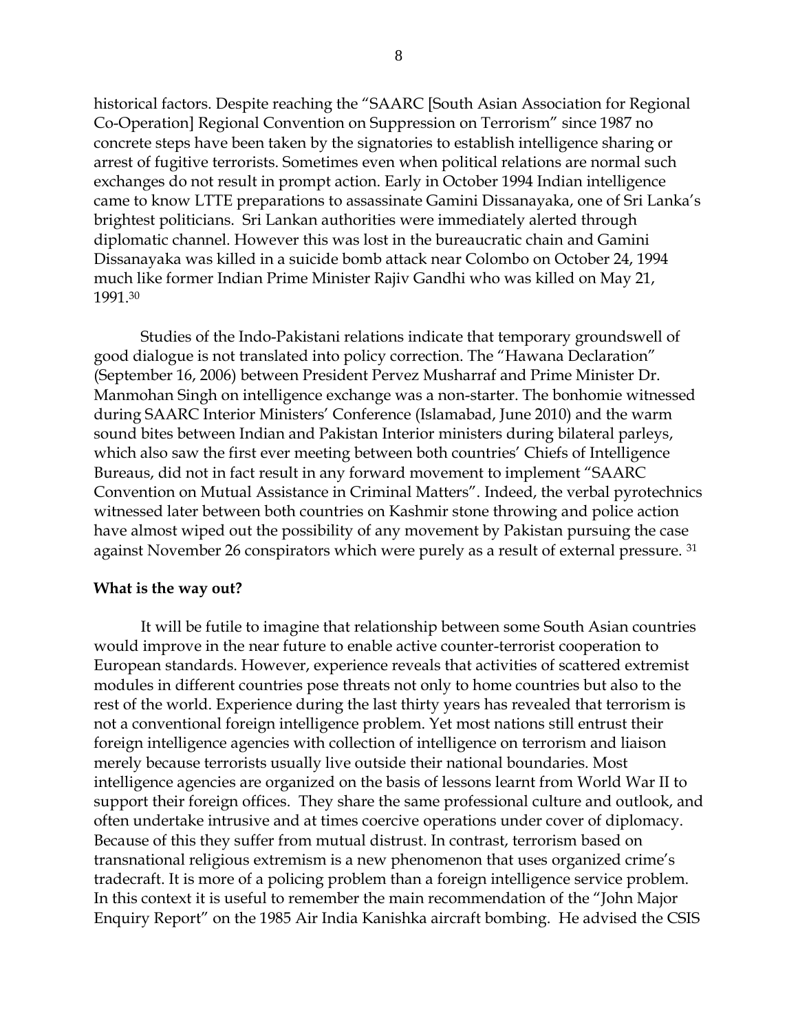historical factors. Despite reaching the "SAARC [South Asian Association for Regional Co-Operation] Regional Convention on Suppression on Terrorism" since 1987 no concrete steps have been taken by the signatories to establish intelligence sharing or arrest of fugitive terrorists. Sometimes even when political relations are normal such exchanges do not result in prompt action. Early in October 1994 Indian intelligence came to know LTTE preparations to assassinate Gamini Dissanayaka, one of Sri Lanka's brightest politicians. Sri Lankan authorities were immediately alerted through diplomatic channel. However this was lost in the bureaucratic chain and Gamini Dissanayaka was killed in a suicide bomb attack near Colombo on October 24, 1994 much like former Indian Prime Minister Rajiv Gandhi who was killed on May 21, 1991.[30]

Studies of the Indo-Pakistani relations indicate that temporary groundswell of good dialogue is not translated into policy correction. The "Hawana Declaration" (September 16, 2006) between President Pervez Musharraf and Prime Minister Dr. Manmohan Singh on intelligence exchange was a non-starter. The bonhomie witnessed during SAARC Interior Ministers' Conference (Islamabad, June 2010) and the warm sound bites between Indian and Pakistan Interior ministers during bilateral parleys, which also saw the first ever meeting between both countries' Chiefs of Intelligence Bureaus, did not in fact result in any forward movement to implement "SAARC Convention on Mutual Assistance in Criminal Matters". Indeed, the verbal pyrotechnics witnessed later between both countries on Kashmir stone throwing and police action have almost wiped out the possibility of any movement by Pakistan pursuing the case against November 26 conspirators which were purely as a result of external pressure. [31]

**What is the way out?**

It will be futile to imagine that relationship between some South Asian countries would improve in the near future to enable active counter-terrorist cooperation to European standards. However, experience reveals that activities of scattered extremist modules in different countries pose threats not only to home countries but also to the rest of the world. Experience during the last thirty years has revealed that terrorism is not a conventional foreign intelligence problem. Yet most nations still entrust their foreign intelligence agencies with collection of intelligence on terrorism and liaison merely because terrorists usually live outside their national boundaries. Most intelligence agencies are organized on the basis of lessons learnt from World War II to support their foreign offices. They share the same professional culture and outlook, and often undertake intrusive and at times coercive operations under cover of diplomacy. Because of this they suffer from mutual distrust. In contrast, terrorism based on transnational religious extremism is a new phenomenon that uses organized crime's tradecraft. It is more of a policing problem than a foreign intelligence service problem. In this context it is useful to remember the main recommendation of the "John Major Enquiry Report" on the 1985 Air India Kanishka aircraft bombing. He advised the CSIS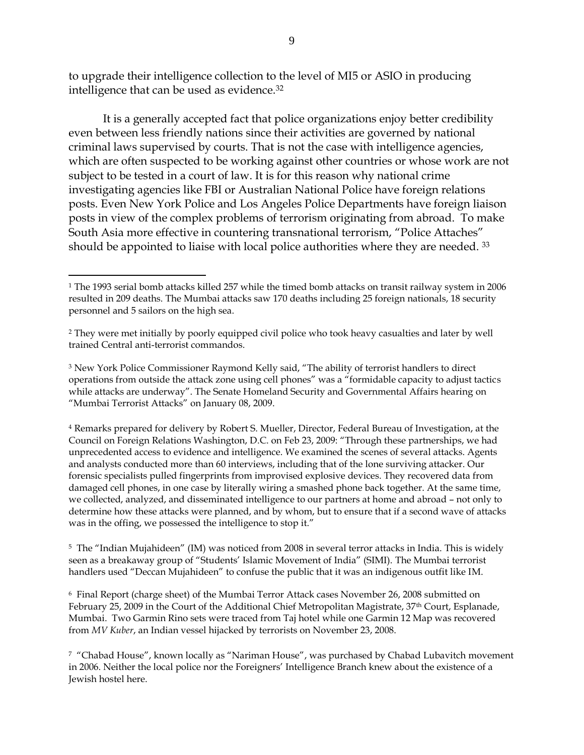to upgrade their intelligence collection to the level of MI5 or ASIO in producing intelligence that can be used as evidence.[32]

It is a generally accepted fact that police organizations enjoy better credibility even between less friendly nations since their activities are governed by national criminal laws supervised by courts. That is not the case with intelligence agencies, which are often suspected to be working against other countries or whose work are not subject to be tested in a court of law. It is for this reason why national crime investigating agencies like FBI or Australian National Police have foreign relations posts. Even New York Police and Los Angeles Police Departments have foreign liaison posts in view of the complex problems of terrorism originating from abroad. To make South Asia more effective in countering transnational terrorism, "Police Attaches" should be appointed to liaise with local police authorities where they are needed. [33]

---

[1] The 1993 serial bomb attacks killed 257 while the timed bomb attacks on transit railway system in 2006 resulted in 209 deaths. The Mumbai attacks saw 170 deaths including 25 foreign nationals, 18 security personnel and 5 sailors on the high sea.

[2] They were met initially by poorly equipped civil police who took heavy casualties and later by well trained Central anti-terrorist commandos.

[3] New York Police Commissioner Raymond Kelly said, "The ability of terrorist handlers to direct operations from outside the attack zone using cell phones" was a "formidable capacity to adjust tactics while attacks are underway". The Senate Homeland Security and Governmental Affairs hearing on "Mumbai Terrorist Attacks" on January 08, 2009.

[4] Remarks prepared for delivery by Robert S. Mueller, Director, Federal Bureau of Investigation, at the Council on Foreign Relations Washington, D.C. on Feb 23, 2009: "Through these partnerships, we had unprecedented access to evidence and intelligence. We examined the scenes of several attacks. Agents and analysts conducted more than 60 interviews, including that of the lone surviving attacker. Our forensic specialists pulled fingerprints from improvised explosive devices. They recovered data from damaged cell phones, in one case by literally wiring a smashed phone back together. At the same time, we collected, analyzed, and disseminated intelligence to our partners at home and abroad – not only to determine how these attacks were planned, and by whom, but to ensure that if a second wave of attacks was in the offing, we possessed the intelligence to stop it."

[5] The "Indian Mujahideen" (IM) was noticed from 2008 in several terror attacks in India. This is widely seen as a breakaway group of "Students' Islamic Movement of India" (SIMI). The Mumbai terrorist handlers used "Deccan Mujahideen" to confuse the public that it was an indigenous outfit like IM.

[6] Final Report (charge sheet) of the Mumbai Terror Attack cases November 26, 2008 submitted on February 25, 2009 in the Court of the Additional Chief Metropolitan Magistrate, 37th Court, Esplanade, Mumbai. Two Garmin Rino sets were traced from Taj hotel while one Garmin 12 Map was recovered from *MV Kuber*, an Indian vessel hijacked by terrorists on November 23, 2008.

[7] "Chabad House", known locally as "Nariman House", was purchased by Chabad Lubavitch movement in 2006. Neither the local police nor the Foreigners' Intelligence Branch knew about the existence of a Jewish hostel here.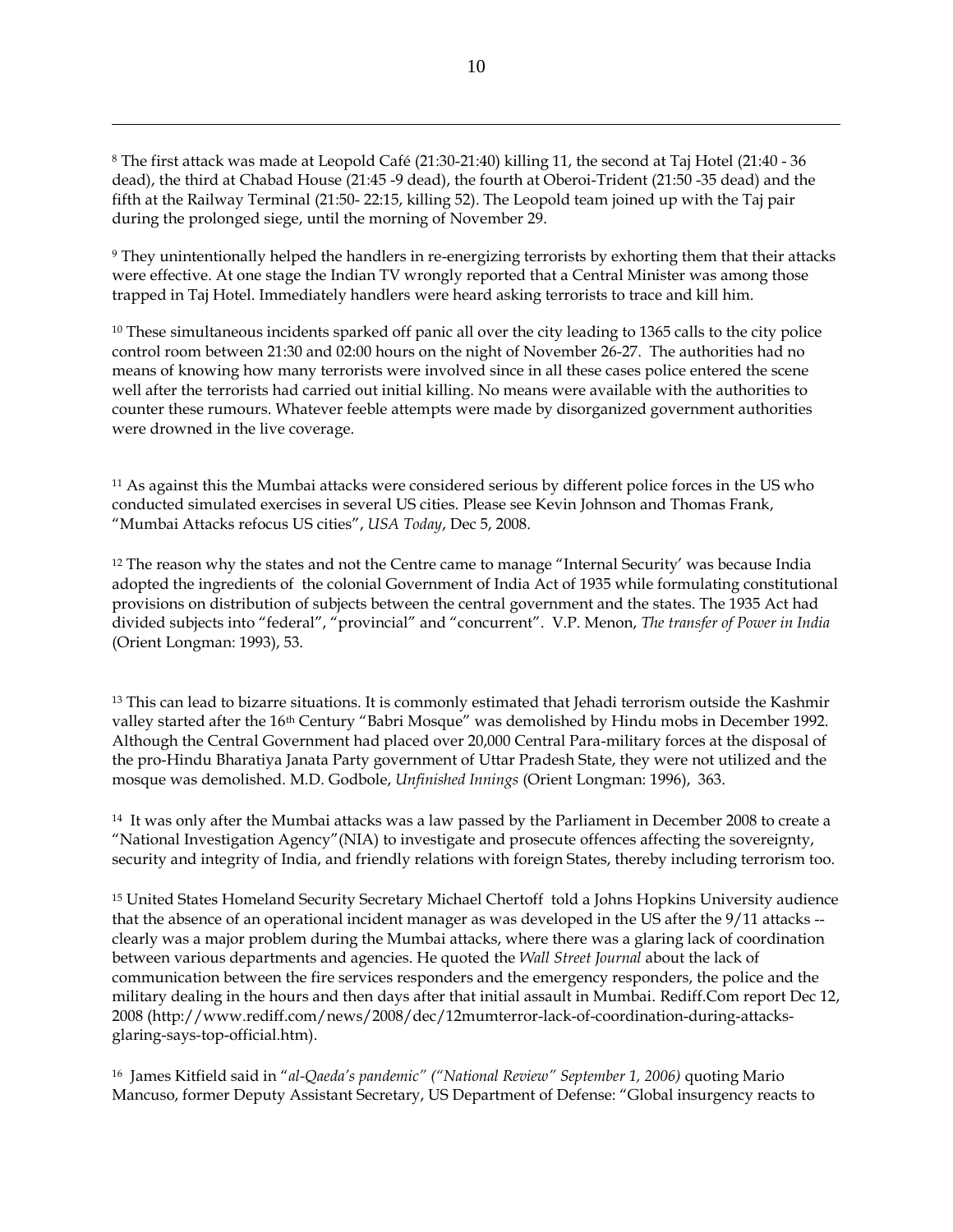[8] The first attack was made at Leopold Café (21:30-21:40) killing 11, the second at Taj Hotel (21:40 - 36 dead), the third at Chabad House (21:45 -9 dead), the fourth at Oberoi-Trident (21:50 -35 dead) and the fifth at the Railway Terminal (21:50- 22:15, killing 52). The Leopold team joined up with the Taj pair during the prolonged siege, until the morning of November 29.

[9] They unintentionally helped the handlers in re-energizing terrorists by exhorting them that their attacks were effective. At one stage the Indian TV wrongly reported that a Central Minister was among those trapped in Taj Hotel. Immediately handlers were heard asking terrorists to trace and kill him.

[10] These simultaneous incidents sparked off panic all over the city leading to 1365 calls to the city police control room between 21:30 and 02:00 hours on the night of November 26-27. The authorities had no means of knowing how many terrorists were involved since in all these cases police entered the scene well after the terrorists had carried out initial killing. No means were available with the authorities to counter these rumours. Whatever feeble attempts were made by disorganized government authorities were drowned in the live coverage.

[11] As against this the Mumbai attacks were considered serious by different police forces in the US who conducted simulated exercises in several US cities. Please see Kevin Johnson and Thomas Frank, "Mumbai Attacks refocus US cities", *USA Today*, Dec 5, 2008.

[12] The reason why the states and not the Centre came to manage "Internal Security' was because India adopted the ingredients of the colonial Government of India Act of 1935 while formulating constitutional provisions on distribution of subjects between the central government and the states. The 1935 Act had divided subjects into "federal", "provincial" and "concurrent". V.P. Menon, *The transfer of Power in India* (Orient Longman: 1993), 53.

[13] This can lead to bizarre situations. It is commonly estimated that Jehadi terrorism outside the Kashmir valley started after the 16th Century "Babri Mosque" was demolished by Hindu mobs in December 1992. Although the Central Government had placed over 20,000 Central Para-military forces at the disposal of the pro-Hindu Bharatiya Janata Party government of Uttar Pradesh State, they were not utilized and the mosque was demolished. M.D. Godbole, *Unfinished Innings* (Orient Longman: 1996), 363.

[14] It was only after the Mumbai attacks was a law passed by the Parliament in December 2008 to create a "National Investigation Agency"(NIA) to investigate and prosecute offences affecting the sovereignty, security and integrity of India, and friendly relations with foreign States, thereby including terrorism too.

[15] United States Homeland Security Secretary Michael Chertoff told a Johns Hopkins University audience that the absence of an operational incident manager as was developed in the US after the 9/11 attacks -- clearly was a major problem during the Mumbai attacks, where there was a glaring lack of coordination between various departments and agencies. He quoted the *Wall Street Journal* about the lack of communication between the fire services responders and the emergency responders, the police and the military dealing in the hours and then days after that initial assault in Mumbai. Rediff.Com report Dec 12, 2008 (http://www.rediff.com/news/2008/dec/12mumterror-lack-of-coordination-during-attacks-glaring-says-top-official.htm).

[16] James Kitfield said in "*al-Qaeda's pandemic" ("National Review" September 1, 2006)* quoting Mario Mancuso, former Deputy Assistant Secretary, US Department of Defense: "Global insurgency reacts to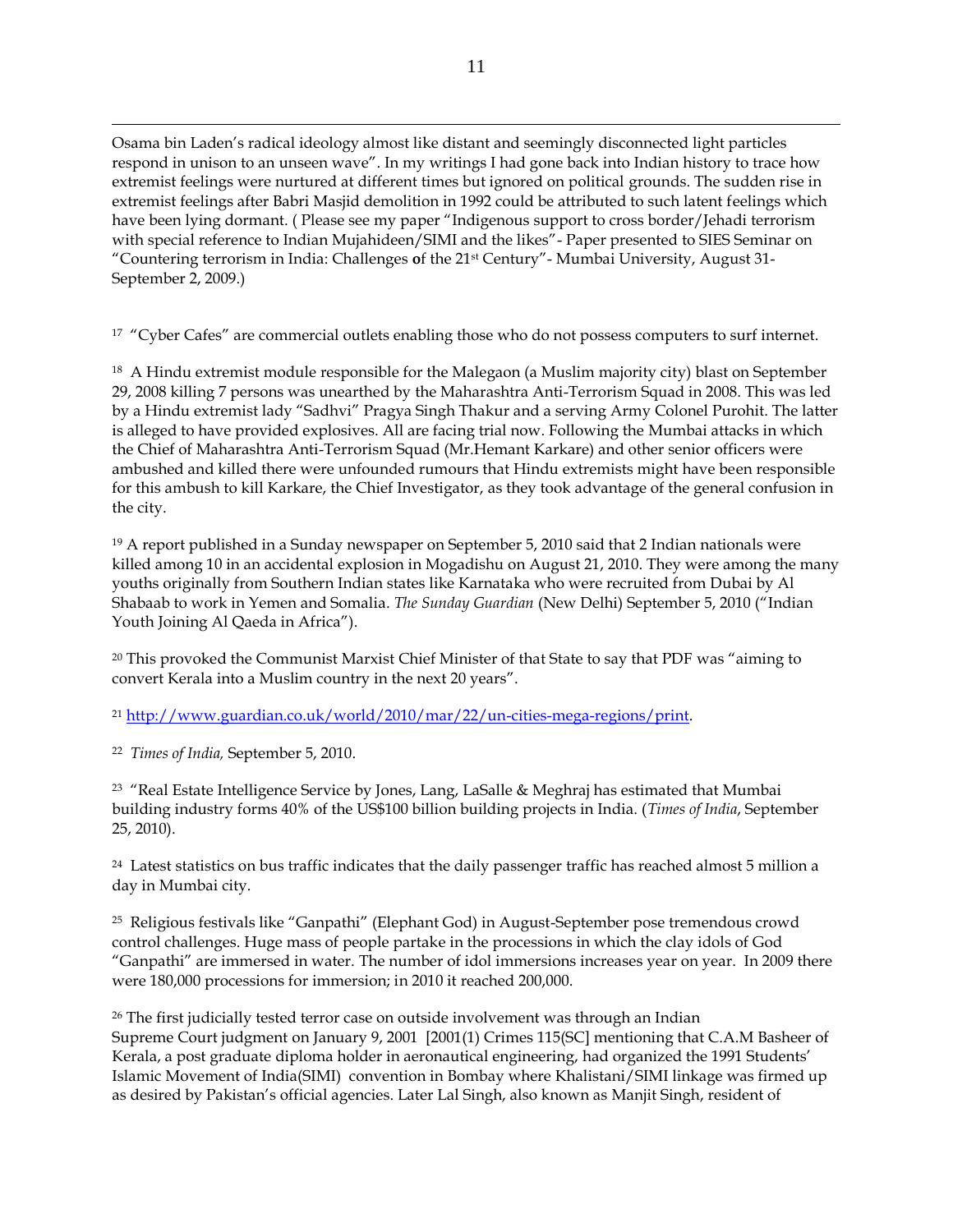Osama bin Laden's radical ideology almost like distant and seemingly disconnected light particles respond in unison to an unseen wave". In my writings I had gone back into Indian history to trace how extremist feelings were nurtured at different times but ignored on political grounds. The sudden rise in extremist feelings after Babri Masjid demolition in 1992 could be attributed to such latent feelings which have been lying dormant. ( Please see my paper "Indigenous support to cross border/Jehadi terrorism with special reference to Indian Mujahideen/SIMI and the likes"- Paper presented to SIES Seminar on "Countering terrorism in India: Challenges of the 21st Century"- Mumbai University, August 31- September 2, 2009.)

[17] "Cyber Cafes" are commercial outlets enabling those who do not possess computers to surf internet.

[18] A Hindu extremist module responsible for the Malegaon (a Muslim majority city) blast on September 29, 2008 killing 7 persons was unearthed by the Maharashtra Anti-Terrorism Squad in 2008. This was led by a Hindu extremist lady "Sadhvi" Pragya Singh Thakur and a serving Army Colonel Purohit. The latter is alleged to have provided explosives. All are facing trial now. Following the Mumbai attacks in which the Chief of Maharashtra Anti-Terrorism Squad (Mr.Hemant Karkare) and other senior officers were ambushed and killed there were unfounded rumours that Hindu extremists might have been responsible for this ambush to kill Karkare, the Chief Investigator, as they took advantage of the general confusion in the city.

[19] A report published in a Sunday newspaper on September 5, 2010 said that 2 Indian nationals were killed among 10 in an accidental explosion in Mogadishu on August 21, 2010. They were among the many youths originally from Southern Indian states like Karnataka who were recruited from Dubai by Al Shabaab to work in Yemen and Somalia. *The Sunday Guardian* (New Delhi) September 5, 2010 ("Indian Youth Joining Al Qaeda in Africa").

[20] This provoked the Communist Marxist Chief Minister of that State to say that PDF was "aiming to convert Kerala into a Muslim country in the next 20 years".

[21] http://www.guardian.co.uk/world/2010/mar/22/un-cities-mega-regions/print.

[22] *Times of India,* September 5, 2010.

[23] "Real Estate Intelligence Service by Jones, Lang, LaSalle & Meghraj has estimated that Mumbai building industry forms 40% of the US$100 billion building projects in India. (*Times of India*, September 25, 2010).

[24] Latest statistics on bus traffic indicates that the daily passenger traffic has reached almost 5 million a day in Mumbai city.

[25] Religious festivals like "Ganpathi" (Elephant God) in August-September pose tremendous crowd control challenges. Huge mass of people partake in the processions in which the clay idols of God "Ganpathi" are immersed in water. The number of idol immersions increases year on year. In 2009 there were 180,000 processions for immersion; in 2010 it reached 200,000.

[26] The first judicially tested terror case on outside involvement was through an Indian Supreme Court judgment on January 9, 2001 [2001(1) Crimes 115(SC] mentioning that C.A.M Basheer of Kerala, a post graduate diploma holder in aeronautical engineering, had organized the 1991 Students' Islamic Movement of India(SIMI) convention in Bombay where Khalistani/SIMI linkage was firmed up as desired by Pakistan's official agencies. Later Lal Singh, also known as Manjit Singh, resident of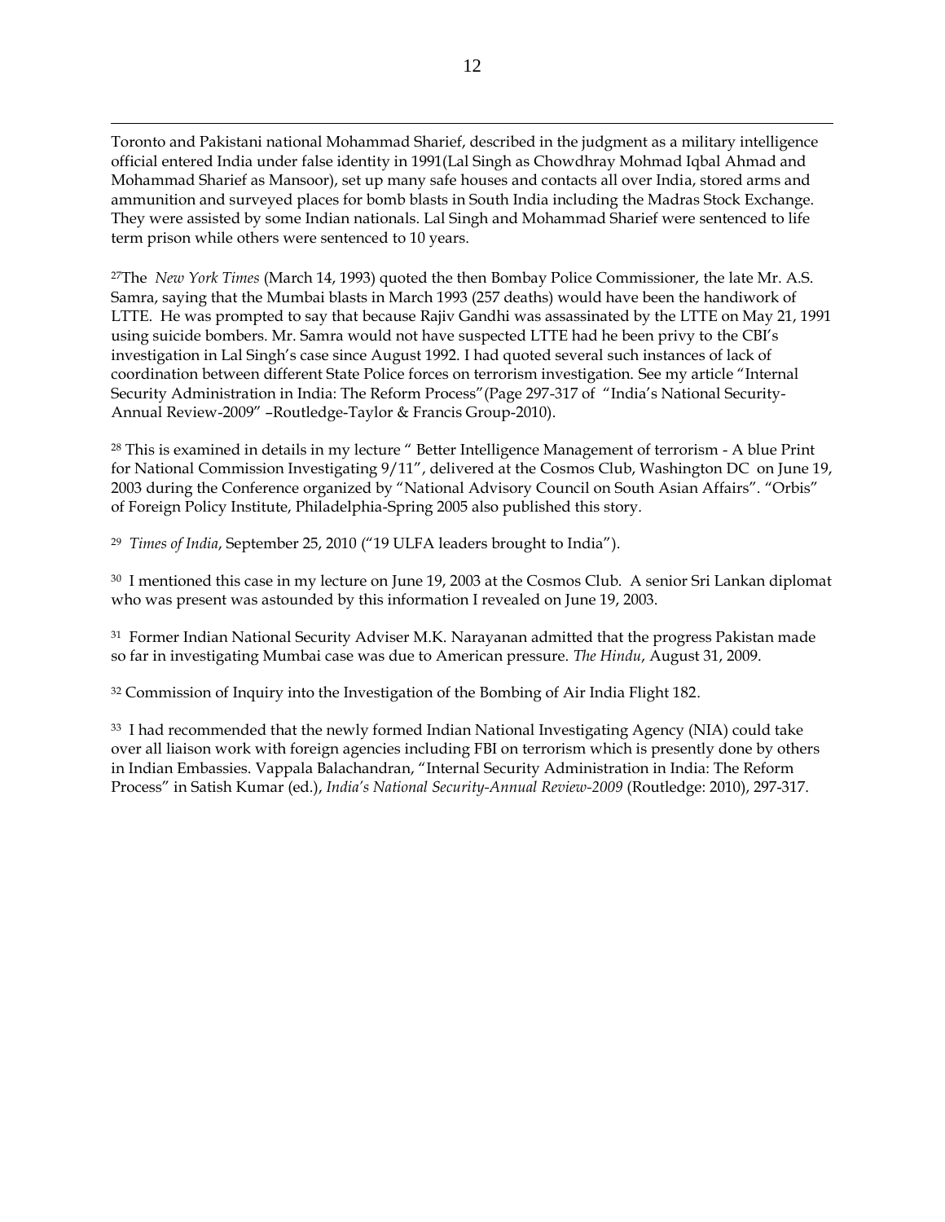Toronto and Pakistani national Mohammad Sharief, described in the judgment as a military intelligence official entered India under false identity in 1991(Lal Singh as Chowdhray Mohmad Iqbal Ahmad and Mohammad Sharief as Mansoor), set up many safe houses and contacts all over India, stored arms and ammunition and surveyed places for bomb blasts in South India including the Madras Stock Exchange. They were assisted by some Indian nationals. Lal Singh and Mohammad Sharief were sentenced to life term prison while others were sentenced to 10 years.

[27]The *New York Times* (March 14, 1993) quoted the then Bombay Police Commissioner, the late Mr. A.S. Samra, saying that the Mumbai blasts in March 1993 (257 deaths) would have been the handiwork of LTTE. He was prompted to say that because Rajiv Gandhi was assassinated by the LTTE on May 21, 1991 using suicide bombers. Mr. Samra would not have suspected LTTE had he been privy to the CBI's investigation in Lal Singh's case since August 1992. I had quoted several such instances of lack of coordination between different State Police forces on terrorism investigation. See my article "Internal Security Administration in India: The Reform Process"(Page 297-317 of "India's National Security-Annual Review-2009" –Routledge-Taylor & Francis Group-2010).

[28] This is examined in details in my lecture " Better Intelligence Management of terrorism - A blue Print for National Commission Investigating 9/11", delivered at the Cosmos Club, Washington DC on June 19, 2003 during the Conference organized by "National Advisory Council on South Asian Affairs". "Orbis" of Foreign Policy Institute, Philadelphia-Spring 2005 also published this story.

[29] *Times of India*, September 25, 2010 ("19 ULFA leaders brought to India").

[30] I mentioned this case in my lecture on June 19, 2003 at the Cosmos Club. A senior Sri Lankan diplomat who was present was astounded by this information I revealed on June 19, 2003.

[31] Former Indian National Security Adviser M.K. Narayanan admitted that the progress Pakistan made so far in investigating Mumbai case was due to American pressure. *The Hindu*, August 31, 2009.

[32] Commission of Inquiry into the Investigation of the Bombing of Air India Flight 182.

[33] I had recommended that the newly formed Indian National Investigating Agency (NIA) could take over all liaison work with foreign agencies including FBI on terrorism which is presently done by others in Indian Embassies. Vappala Balachandran, "Internal Security Administration in India: The Reform Process" in Satish Kumar (ed.), *India's National Security-Annual Review-2009* (Routledge: 2010), 297-317.